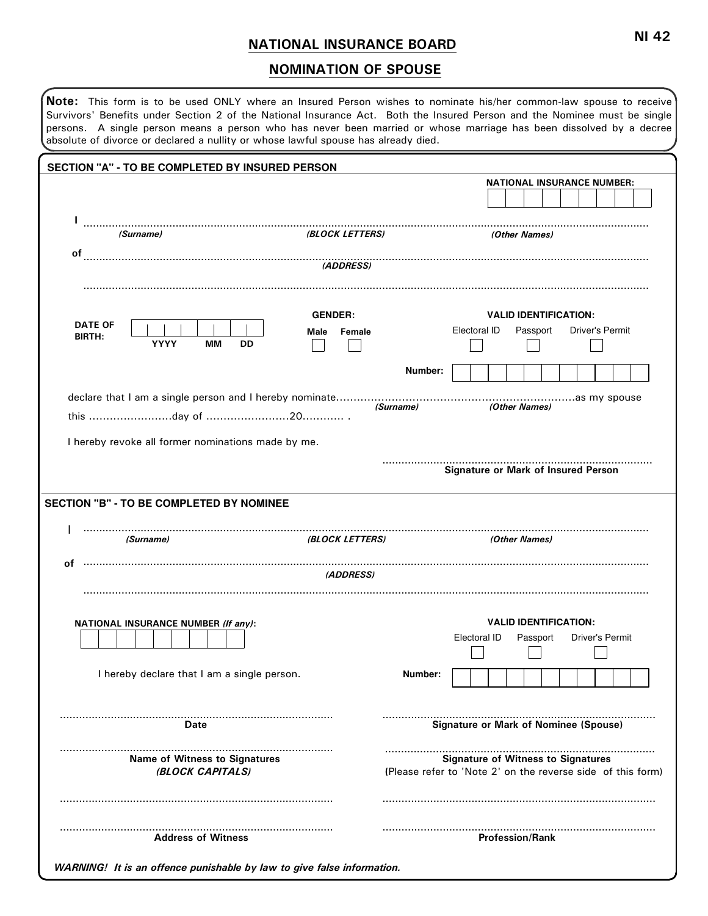NI 42

# NATIONAL INSURANCE BOARD

## NOMINATION OF SPOUSE

**Note:** This form is to be used ONLY where an Insured Person wishes to nominate his/her common-law spouse to receive Survivors' Benefits under Section 2 of the National Insurance Act. Both the Insured Person and the Nominee must be single persons. A single person means a person who has never been married or whose marriage has been dissolved by a decree absolute of divorce or declared a nullity or whose lawful spouse has already died.

### SECTION "A" - TO BE COMPLETED BY INSURED PERSON

**NATIONAL INSURANCE NUMBER:** ☐☐☐☐☐☐☐☐☐

I .................................................................................................................................................
*(Surname)* *(BLOCK LETTERS)* *(Other Names)*

of .................................................................................................................................................
*(ADDRESS)*

.................................................................................................................................................

**DATE OF BIRTH:** ☐☐☐☐ ☐☐ ☐☐
**YYYY** **MM** **DD**

**GENDER:**
**Male** ☐ **Female** ☐

**VALID IDENTIFICATION:**
Electoral ID ☐ Passport ☐ Driver's Permit ☐

**Number:** ☐☐☐☐☐☐☐☐☐☐☐

declare that I am a single person and I hereby nominate....................................................................as my spouse
*(Surname)* *(Other Names)*

this ........................day of ........................20............ .

I hereby revoke all former nominations made by me.

...................................................................................
**Signature or Mark of Insured Person**

### SECTION "B" - TO BE COMPLETED BY NOMINEE

I .................................................................................................................................................
*(Surname)* *(BLOCK LETTERS)* *(Other Names)*

of .................................................................................................................................................
*(ADDRESS)*

.................................................................................................................................................

**NATIONAL INSURANCE NUMBER *(If any)*:** ☐☐☐☐☐☐☐☐☐

**VALID IDENTIFICATION:**
Electoral ID ☐ Passport ☐ Driver's Permit ☐

I hereby declare that I am a single person.

**Number:** ☐☐☐☐☐☐☐☐☐☐☐

...................................................................................
**Date**

...................................................................................
**Signature or Mark of Nominee (Spouse)**

...................................................................................
**Name of Witness to Signatures**
***(BLOCK CAPITALS)***

...................................................................................
**Signature of Witness to Signatures**
(Please refer to 'Note 2' on the reverse side of this form)

...................................................................................

...................................................................................
**Address of Witness**

...................................................................................

...................................................................................
**Profession/Rank**

***WARNING! It is an offence punishable by law to give false information.***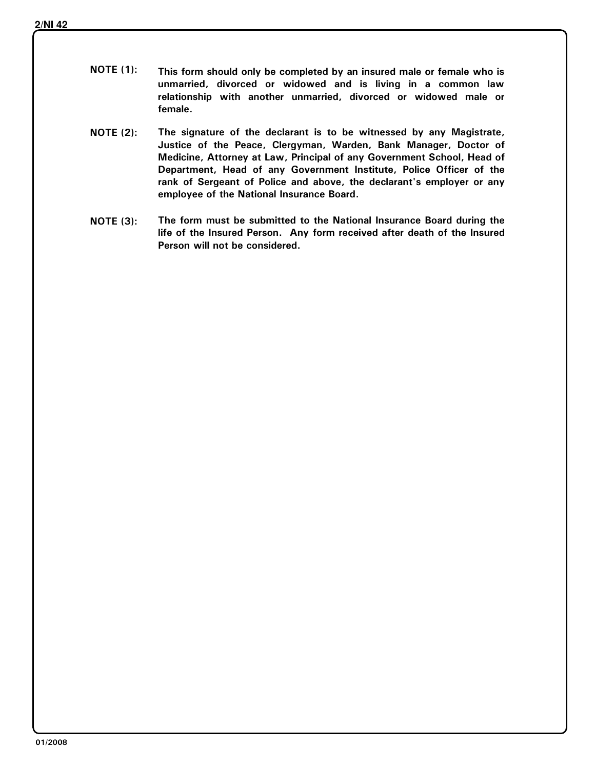**NOTE (1):** **This form should only be completed by an insured male or female who is unmarried, divorced or widowed and is living in a common law relationship with another unmarried, divorced or widowed male or female.**

**NOTE (2):** **The signature of the declarant is to be witnessed by any Magistrate, Justice of the Peace, Clergyman, Warden, Bank Manager, Doctor of Medicine, Attorney at Law, Principal of any Government School, Head of Department, Head of any Government Institute, Police Officer of the rank of Sergeant of Police and above, the declarant's employer or any employee of the National Insurance Board.**

**NOTE (3):** **The form must be submitted to the National Insurance Board during the life of the Insured Person. Any form received after death of the Insured Person will not be considered.**